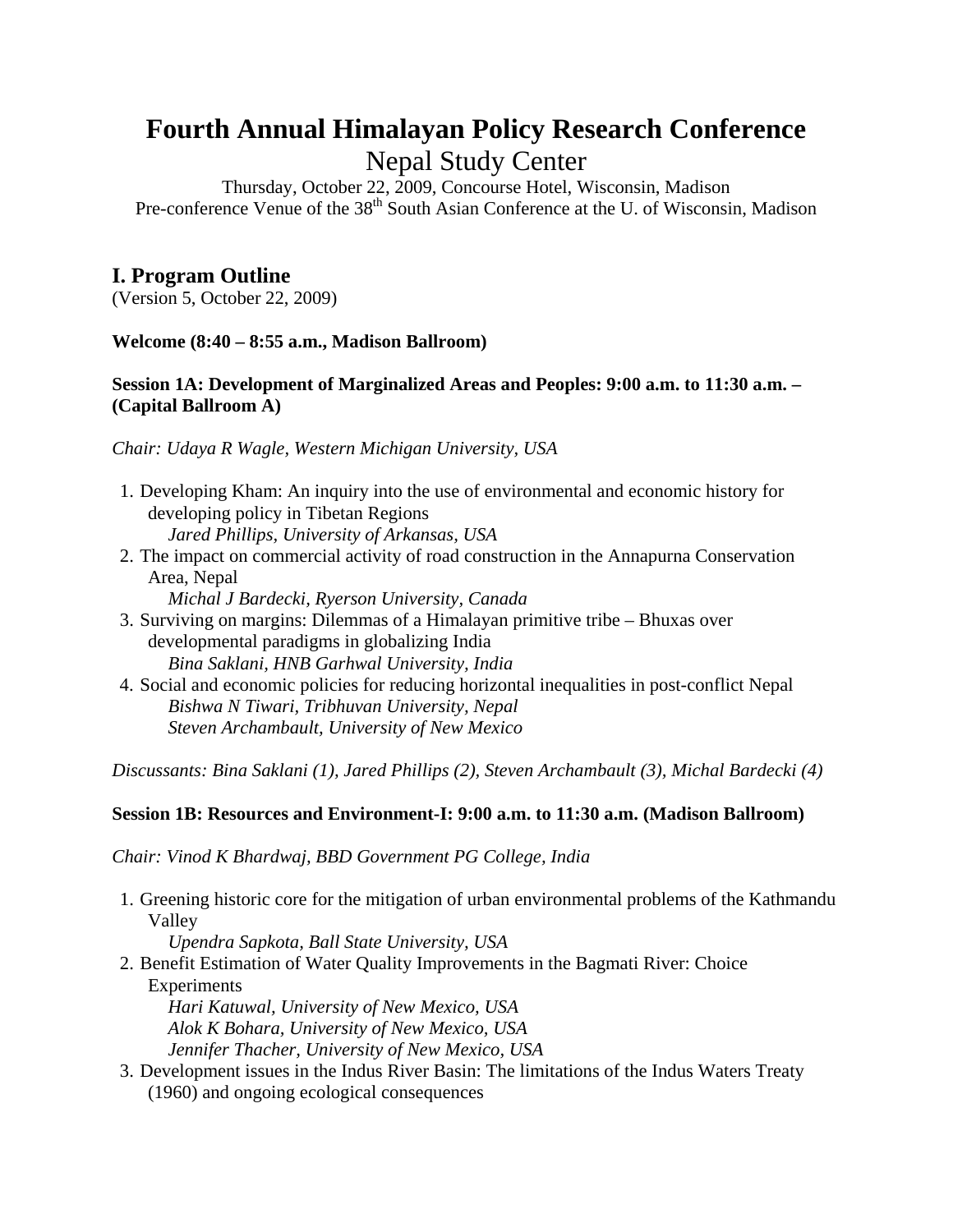# Fourth Annual Himalayan Policy Research Conference

## Nepal Study Center

Thursday, October 22, 2009, Concourse Hotel, Wisconsin, Madison
Pre-conference Venue of the 38th South Asian Conference at the U. of Wisconsin, Madison

## I. Program Outline

(Version 5, October 22, 2009)

**Welcome (8:40 – 8:55 a.m., Madison Ballroom)**

**Session 1A: Development of Marginalized Areas and Peoples: 9:00 a.m. to 11:30 a.m. – (Capital Ballroom A)**

*Chair: Udaya R Wagle, Western Michigan University, USA*

1. Developing Kham: An inquiry into the use of environmental and economic history for developing policy in Tibetan Regions
   *Jared Phillips, University of Arkansas, USA*
2. The impact on commercial activity of road construction in the Annapurna Conservation Area, Nepal
   *Michal J Bardecki, Ryerson University, Canada*
3. Surviving on margins: Dilemmas of a Himalayan primitive tribe – Bhuxas over developmental paradigms in globalizing India
   *Bina Saklani, HNB Garhwal University, India*
4. Social and economic policies for reducing horizontal inequalities in post-conflict Nepal
   *Bishwa N Tiwari, Tribhuvan University, Nepal*
   *Steven Archambault, University of New Mexico*

*Discussants: Bina Saklani (1), Jared Phillips (2), Steven Archambault (3), Michal Bardecki (4)*

**Session 1B: Resources and Environment-I: 9:00 a.m. to 11:30 a.m. (Madison Ballroom)**

*Chair: Vinod K Bhardwaj, BBD Government PG College, India*

1. Greening historic core for the mitigation of urban environmental problems of the Kathmandu Valley
   *Upendra Sapkota, Ball State University, USA*
2. Benefit Estimation of Water Quality Improvements in the Bagmati River: Choice Experiments
   *Hari Katuwal, University of New Mexico, USA*
   *Alok K Bohara, University of New Mexico, USA*
   *Jennifer Thacher, University of New Mexico, USA*
3. Development issues in the Indus River Basin: The limitations of the Indus Waters Treaty (1960) and ongoing ecological consequences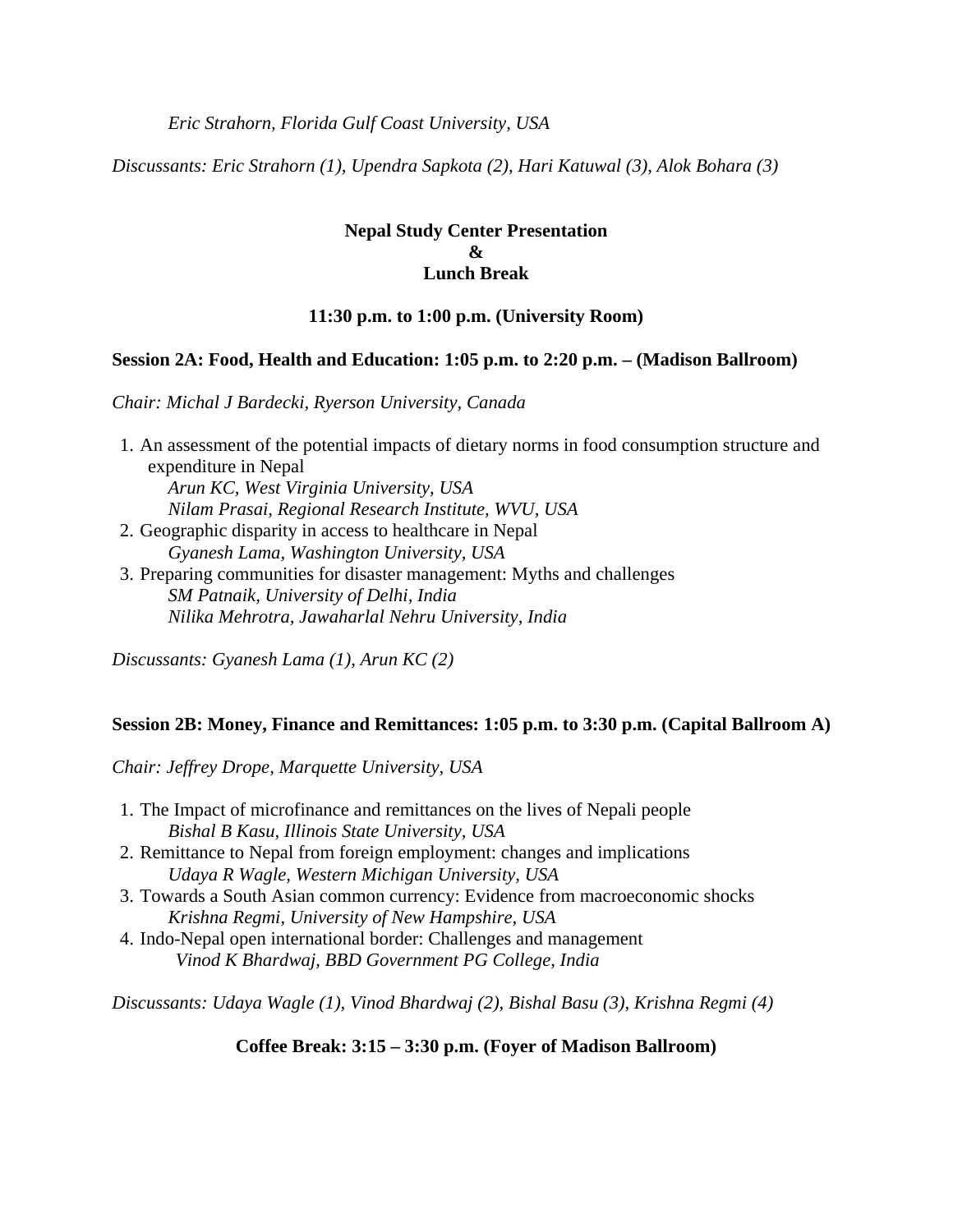*Eric Strahorn, Florida Gulf Coast University, USA*

*Discussants: Eric Strahorn (1), Upendra Sapkota (2), Hari Katuwal (3), Alok Bohara (3)*

**Nepal Study Center Presentation**
**&**
**Lunch Break**

**11:30 p.m. to 1:00 p.m. (University Room)**

**Session 2A: Food, Health and Education: 1:05 p.m. to 2:20 p.m. – (Madison Ballroom)**

*Chair: Michal J Bardecki, Ryerson University, Canada*

1. An assessment of the potential impacts of dietary norms in food consumption structure and expenditure in Nepal
   *Arun KC, West Virginia University, USA*
   *Nilam Prasai, Regional Research Institute, WVU, USA*
2. Geographic disparity in access to healthcare in Nepal
   *Gyanesh Lama, Washington University, USA*
3. Preparing communities for disaster management: Myths and challenges
   *SM Patnaik, University of Delhi, India*
   *Nilika Mehrotra, Jawaharlal Nehru University, India*

*Discussants: Gyanesh Lama (1), Arun KC (2)*

**Session 2B: Money, Finance and Remittances: 1:05 p.m. to 3:30 p.m. (Capital Ballroom A)**

*Chair: Jeffrey Drope, Marquette University, USA*

1. The Impact of microfinance and remittances on the lives of Nepali people
   *Bishal B Kasu, Illinois State University, USA*
2. Remittance to Nepal from foreign employment: changes and implications
   *Udaya R Wagle, Western Michigan University, USA*
3. Towards a South Asian common currency: Evidence from macroeconomic shocks
   *Krishna Regmi, University of New Hampshire, USA*
4. Indo-Nepal open international border: Challenges and management
   *Vinod K Bhardwaj, BBD Government PG College, India*

*Discussants: Udaya Wagle (1), Vinod Bhardwaj (2), Bishal Basu (3), Krishna Regmi (4)*

**Coffee Break: 3:15 – 3:30 p.m. (Foyer of Madison Ballroom)**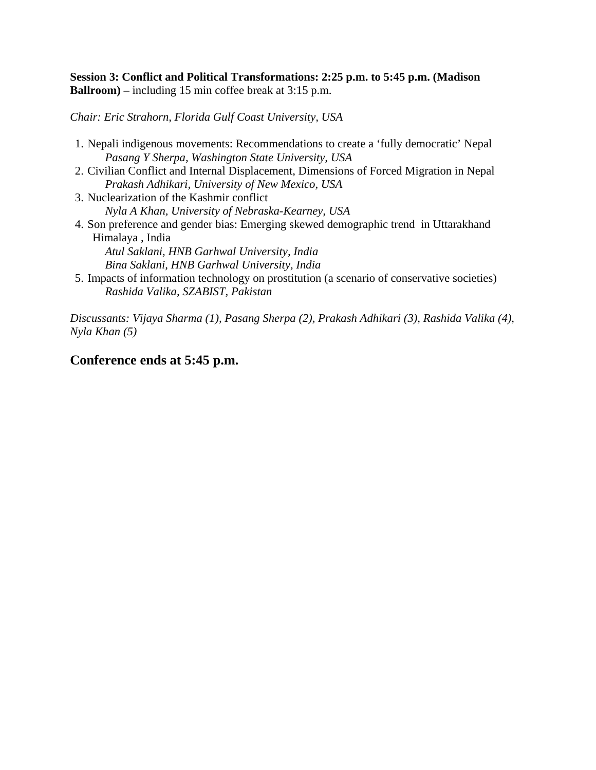**Session 3: Conflict and Political Transformations: 2:25 p.m. to 5:45 p.m. (Madison Ballroom) –** including 15 min coffee break at 3:15 p.m.

*Chair: Eric Strahorn, Florida Gulf Coast University, USA*

1. Nepali indigenous movements: Recommendations to create a 'fully democratic' Nepal
   *Pasang Y Sherpa, Washington State University, USA*
2. Civilian Conflict and Internal Displacement, Dimensions of Forced Migration in Nepal
   *Prakash Adhikari, University of New Mexico, USA*
3. Nuclearization of the Kashmir conflict
   *Nyla A Khan, University of Nebraska-Kearney, USA*
4. Son preference and gender bias: Emerging skewed demographic trend in Uttarakhand Himalaya , India
   *Atul Saklani, HNB Garhwal University, India*
   *Bina Saklani, HNB Garhwal University, India*
5. Impacts of information technology on prostitution (a scenario of conservative societies)
   *Rashida Valika, SZABIST, Pakistan*

*Discussants: Vijaya Sharma (1), Pasang Sherpa (2), Prakash Adhikari (3), Rashida Valika (4), Nyla Khan (5)*

## Conference ends at 5:45 p.m.